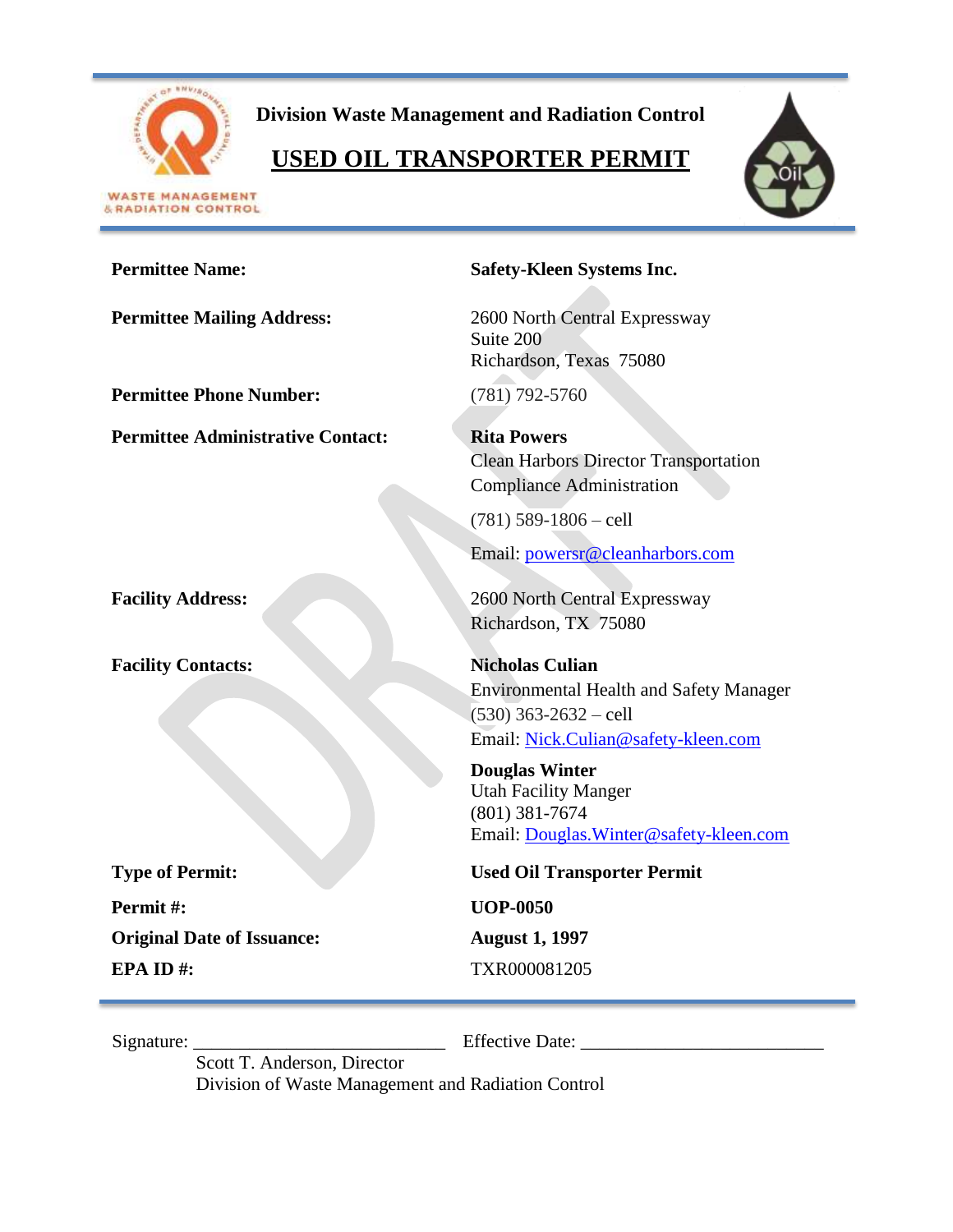**Division Waste Management and Radiation Control**

# USED OIL TRANSPORTER PERMIT

| | |
|---|---|
| **Permittee Name:** | **Safety-Kleen Systems Inc.** |
| **Permittee Mailing Address:** | 2600 North Central Expressway<br>Suite 200<br>Richardson, Texas 75080 |
| **Permittee Phone Number:** | (781) 792-5760 |
| **Permittee Administrative Contact:** | **Rita Powers**<br>Clean Harbors Director Transportation Compliance Administration<br>(781) 589-1806 – cell<br>Email: powersr@cleanharbors.com |
| **Facility Address:** | 2600 North Central Expressway<br>Richardson, TX 75080 |
| **Facility Contacts:** | **Nicholas Culian**<br>Environmental Health and Safety Manager<br>(530) 363-2632 – cell<br>Email: Nick.Culian@safety-kleen.com<br><br>**Douglas Winter**<br>Utah Facility Manger<br>(801) 381-7674<br>Email: Douglas.Winter@safety-kleen.com |
| **Type of Permit:** | **Used Oil Transporter Permit** |
| **Permit #:** | **UOP-0050** |
| **Original Date of Issuance:** | **August 1, 1997** |
| **EPA ID #:** | TXR000081205 |

Signature: ___________________________ Effective Date: ___________________________

Scott T. Anderson, Director
Division of Waste Management and Radiation Control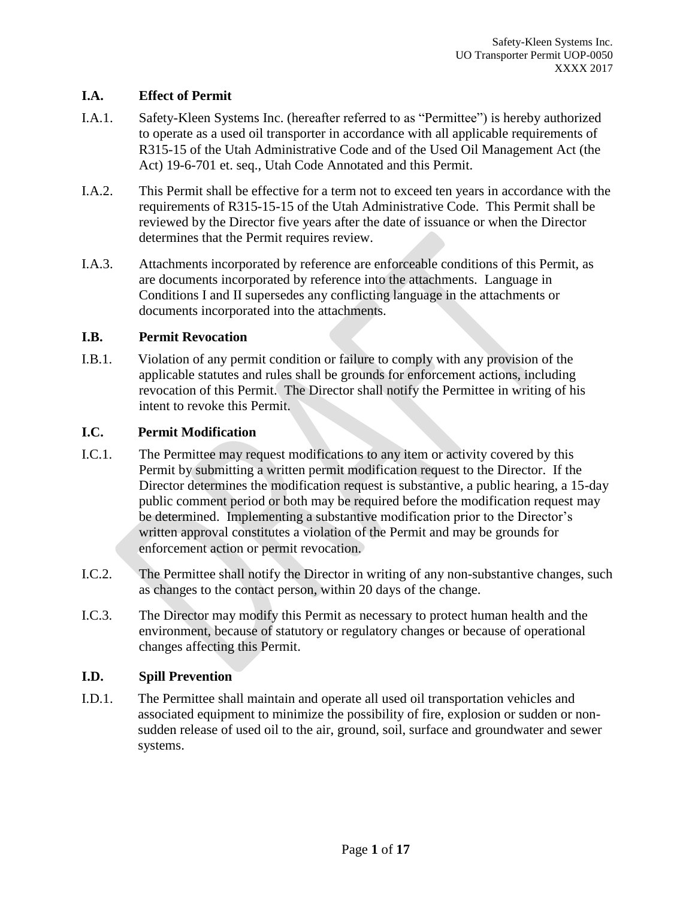### I.A. Effect of Permit

I.A.1. Safety-Kleen Systems Inc. (hereafter referred to as "Permittee") is hereby authorized to operate as a used oil transporter in accordance with all applicable requirements of R315-15 of the Utah Administrative Code and of the Used Oil Management Act (the Act) 19-6-701 et. seq., Utah Code Annotated and this Permit.

I.A.2. This Permit shall be effective for a term not to exceed ten years in accordance with the requirements of R315-15-15 of the Utah Administrative Code. This Permit shall be reviewed by the Director five years after the date of issuance or when the Director determines that the Permit requires review.

I.A.3. Attachments incorporated by reference are enforceable conditions of this Permit, as are documents incorporated by reference into the attachments. Language in Conditions I and II supersedes any conflicting language in the attachments or documents incorporated into the attachments.

### I.B. Permit Revocation

I.B.1. Violation of any permit condition or failure to comply with any provision of the applicable statutes and rules shall be grounds for enforcement actions, including revocation of this Permit. The Director shall notify the Permittee in writing of his intent to revoke this Permit.

### I.C. Permit Modification

I.C.1. The Permittee may request modifications to any item or activity covered by this Permit by submitting a written permit modification request to the Director. If the Director determines the modification request is substantive, a public hearing, a 15-day public comment period or both may be required before the modification request may be determined. Implementing a substantive modification prior to the Director's written approval constitutes a violation of the Permit and may be grounds for enforcement action or permit revocation.

I.C.2. The Permittee shall notify the Director in writing of any non-substantive changes, such as changes to the contact person, within 20 days of the change.

I.C.3. The Director may modify this Permit as necessary to protect human health and the environment, because of statutory or regulatory changes or because of operational changes affecting this Permit.

### I.D. Spill Prevention

I.D.1. The Permittee shall maintain and operate all used oil transportation vehicles and associated equipment to minimize the possibility of fire, explosion or sudden or non-sudden release of used oil to the air, ground, soil, surface and groundwater and sewer systems.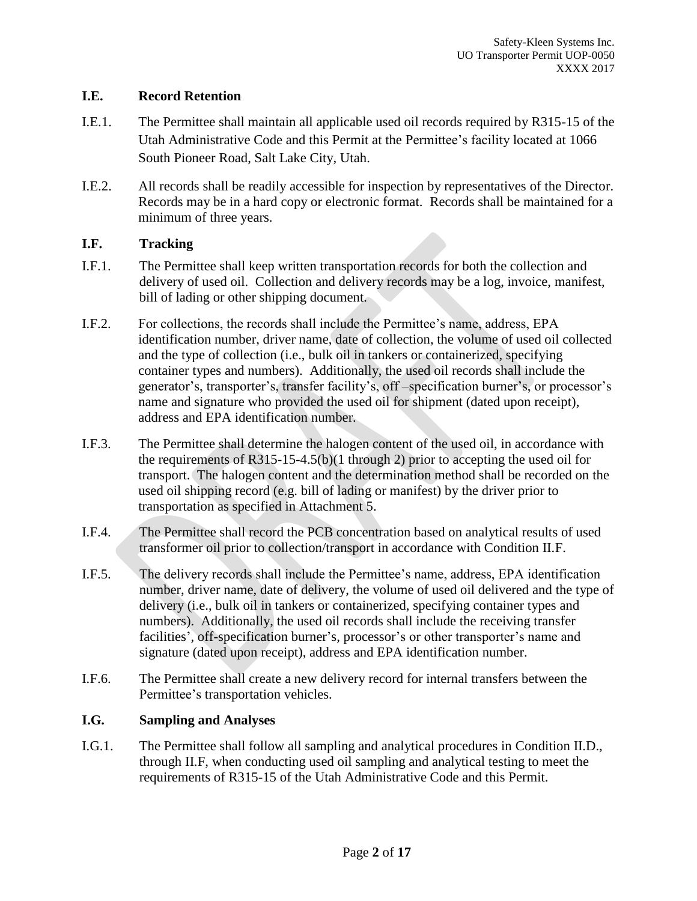### I.E. Record Retention

I.E.1. The Permittee shall maintain all applicable used oil records required by R315-15 of the Utah Administrative Code and this Permit at the Permittee's facility located at 1066 South Pioneer Road, Salt Lake City, Utah.

I.E.2. All records shall be readily accessible for inspection by representatives of the Director. Records may be in a hard copy or electronic format. Records shall be maintained for a minimum of three years.

### I.F. Tracking

I.F.1. The Permittee shall keep written transportation records for both the collection and delivery of used oil. Collection and delivery records may be a log, invoice, manifest, bill of lading or other shipping document.

I.F.2. For collections, the records shall include the Permittee's name, address, EPA identification number, driver name, date of collection, the volume of used oil collected and the type of collection (i.e., bulk oil in tankers or containerized, specifying container types and numbers). Additionally, the used oil records shall include the generator's, transporter's, transfer facility's, off –specification burner's, or processor's name and signature who provided the used oil for shipment (dated upon receipt), address and EPA identification number.

I.F.3. The Permittee shall determine the halogen content of the used oil, in accordance with the requirements of R315-15-4.5(b)(1 through 2) prior to accepting the used oil for transport. The halogen content and the determination method shall be recorded on the used oil shipping record (e.g. bill of lading or manifest) by the driver prior to transportation as specified in Attachment 5.

I.F.4. The Permittee shall record the PCB concentration based on analytical results of used transformer oil prior to collection/transport in accordance with Condition II.F.

I.F.5. The delivery records shall include the Permittee's name, address, EPA identification number, driver name, date of delivery, the volume of used oil delivered and the type of delivery (i.e., bulk oil in tankers or containerized, specifying container types and numbers). Additionally, the used oil records shall include the receiving transfer facilities', off-specification burner's, processor's or other transporter's name and signature (dated upon receipt), address and EPA identification number.

I.F.6. The Permittee shall create a new delivery record for internal transfers between the Permittee's transportation vehicles.

### I.G. Sampling and Analyses

I.G.1. The Permittee shall follow all sampling and analytical procedures in Condition II.D., through II.F, when conducting used oil sampling and analytical testing to meet the requirements of R315-15 of the Utah Administrative Code and this Permit.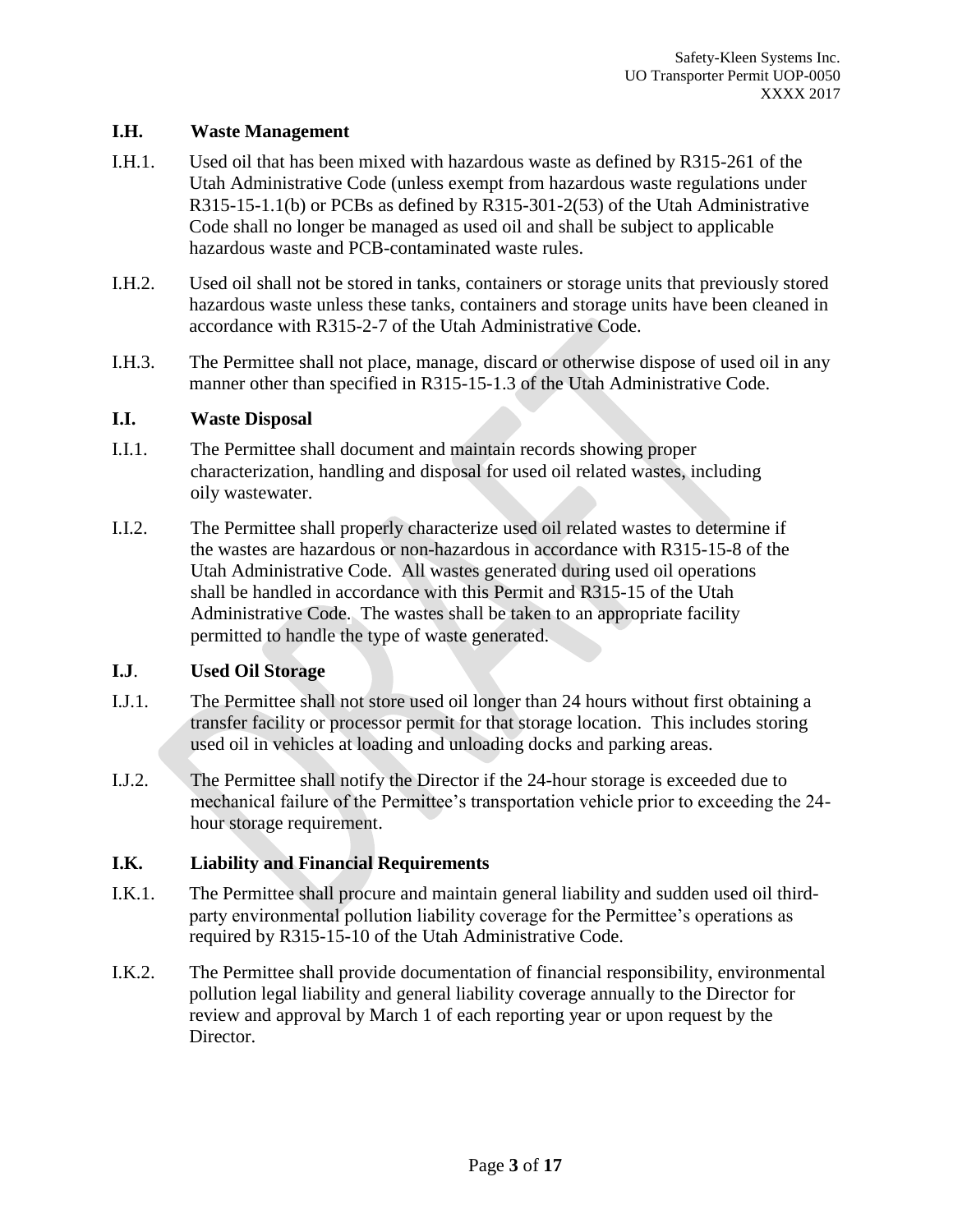### I.H. Waste Management

I.H.1. Used oil that has been mixed with hazardous waste as defined by R315-261 of the Utah Administrative Code (unless exempt from hazardous waste regulations under R315-15-1.1(b) or PCBs as defined by R315-301-2(53) of the Utah Administrative Code shall no longer be managed as used oil and shall be subject to applicable hazardous waste and PCB-contaminated waste rules.

I.H.2. Used oil shall not be stored in tanks, containers or storage units that previously stored hazardous waste unless these tanks, containers and storage units have been cleaned in accordance with R315-2-7 of the Utah Administrative Code.

I.H.3. The Permittee shall not place, manage, discard or otherwise dispose of used oil in any manner other than specified in R315-15-1.3 of the Utah Administrative Code.

### I.I. Waste Disposal

I.I.1. The Permittee shall document and maintain records showing proper characterization, handling and disposal for used oil related wastes, including oily wastewater.

I.I.2. The Permittee shall properly characterize used oil related wastes to determine if the wastes are hazardous or non-hazardous in accordance with R315-15-8 of the Utah Administrative Code. All wastes generated during used oil operations shall be handled in accordance with this Permit and R315-15 of the Utah Administrative Code. The wastes shall be taken to an appropriate facility permitted to handle the type of waste generated.

### I.J. Used Oil Storage

I.J.1. The Permittee shall not store used oil longer than 24 hours without first obtaining a transfer facility or processor permit for that storage location. This includes storing used oil in vehicles at loading and unloading docks and parking areas.

I.J.2. The Permittee shall notify the Director if the 24-hour storage is exceeded due to mechanical failure of the Permittee's transportation vehicle prior to exceeding the 24-hour storage requirement.

### I.K. Liability and Financial Requirements

I.K.1. The Permittee shall procure and maintain general liability and sudden used oil third-party environmental pollution liability coverage for the Permittee's operations as required by R315-15-10 of the Utah Administrative Code.

I.K.2. The Permittee shall provide documentation of financial responsibility, environmental pollution legal liability and general liability coverage annually to the Director for review and approval by March 1 of each reporting year or upon request by the Director.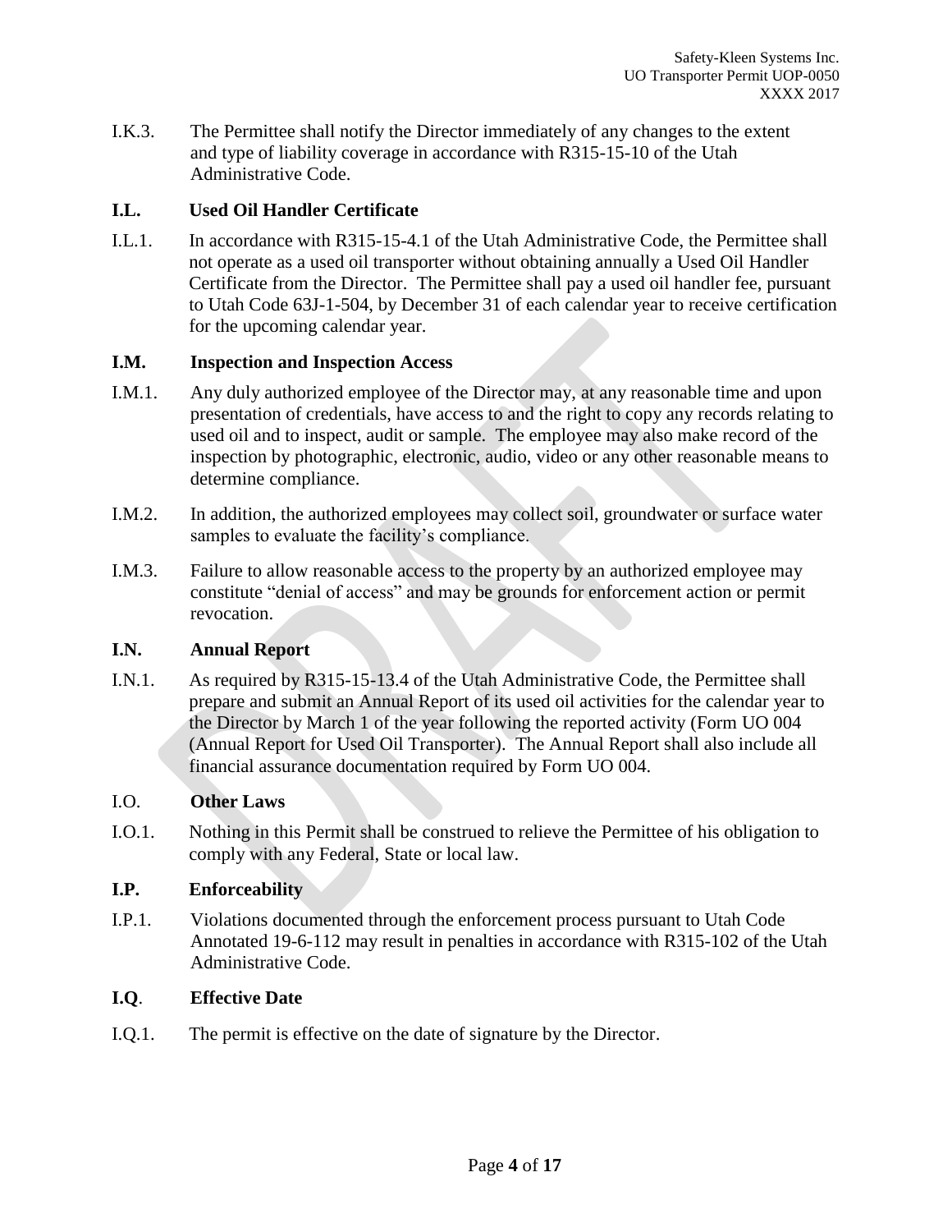I.K.3. The Permittee shall notify the Director immediately of any changes to the extent and type of liability coverage in accordance with R315-15-10 of the Utah Administrative Code.

**I.L. Used Oil Handler Certificate**

I.L.1. In accordance with R315-15-4.1 of the Utah Administrative Code, the Permittee shall not operate as a used oil transporter without obtaining annually a Used Oil Handler Certificate from the Director. The Permittee shall pay a used oil handler fee, pursuant to Utah Code 63J-1-504, by December 31 of each calendar year to receive certification for the upcoming calendar year.

**I.M. Inspection and Inspection Access**

I.M.1. Any duly authorized employee of the Director may, at any reasonable time and upon presentation of credentials, have access to and the right to copy any records relating to used oil and to inspect, audit or sample. The employee may also make record of the inspection by photographic, electronic, audio, video or any other reasonable means to determine compliance.

I.M.2. In addition, the authorized employees may collect soil, groundwater or surface water samples to evaluate the facility's compliance.

I.M.3. Failure to allow reasonable access to the property by an authorized employee may constitute "denial of access" and may be grounds for enforcement action or permit revocation.

**I.N. Annual Report**

I.N.1. As required by R315-15-13.4 of the Utah Administrative Code, the Permittee shall prepare and submit an Annual Report of its used oil activities for the calendar year to the Director by March 1 of the year following the reported activity (Form UO 004 (Annual Report for Used Oil Transporter). The Annual Report shall also include all financial assurance documentation required by Form UO 004.

I.O. **Other Laws**

I.O.1. Nothing in this Permit shall be construed to relieve the Permittee of his obligation to comply with any Federal, State or local law.

**I.P. Enforceability**

I.P.1. Violations documented through the enforcement process pursuant to Utah Code Annotated 19-6-112 may result in penalties in accordance with R315-102 of the Utah Administrative Code.

**I.Q. Effective Date**

I.Q.1. The permit is effective on the date of signature by the Director.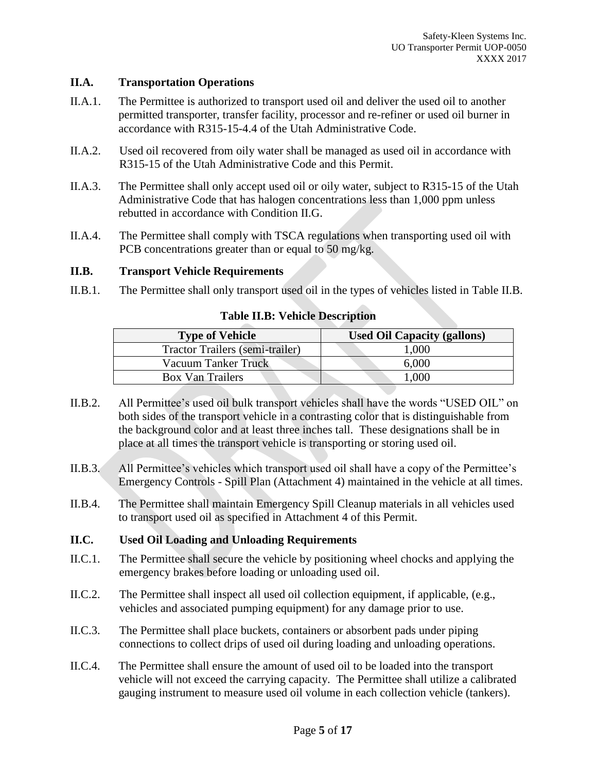## II.A. Transportation Operations

II.A.1. The Permittee is authorized to transport used oil and deliver the used oil to another permitted transporter, transfer facility, processor and re-refiner or used oil burner in accordance with R315-15-4.4 of the Utah Administrative Code.

II.A.2. Used oil recovered from oily water shall be managed as used oil in accordance with R315-15 of the Utah Administrative Code and this Permit.

II.A.3. The Permittee shall only accept used oil or oily water, subject to R315-15 of the Utah Administrative Code that has halogen concentrations less than 1,000 ppm unless rebutted in accordance with Condition II.G.

II.A.4. The Permittee shall comply with TSCA regulations when transporting used oil with PCB concentrations greater than or equal to 50 mg/kg.

## II.B. Transport Vehicle Requirements

II.B.1. The Permittee shall only transport used oil in the types of vehicles listed in Table II.B.

**Table II.B: Vehicle Description**

| Type of Vehicle | Used Oil Capacity (gallons) |
|---|---|
| Tractor Trailers (semi-trailer) | 1,000 |
| Vacuum Tanker Truck | 6,000 |
| Box Van Trailers | 1,000 |

II.B.2. All Permittee's used oil bulk transport vehicles shall have the words "USED OIL" on both sides of the transport vehicle in a contrasting color that is distinguishable from the background color and at least three inches tall. These designations shall be in place at all times the transport vehicle is transporting or storing used oil.

II.B.3. All Permittee's vehicles which transport used oil shall have a copy of the Permittee's Emergency Controls - Spill Plan (Attachment 4) maintained in the vehicle at all times.

II.B.4. The Permittee shall maintain Emergency Spill Cleanup materials in all vehicles used to transport used oil as specified in Attachment 4 of this Permit.

## II.C. Used Oil Loading and Unloading Requirements

II.C.1. The Permittee shall secure the vehicle by positioning wheel chocks and applying the emergency brakes before loading or unloading used oil.

II.C.2. The Permittee shall inspect all used oil collection equipment, if applicable, (e.g., vehicles and associated pumping equipment) for any damage prior to use.

II.C.3. The Permittee shall place buckets, containers or absorbent pads under piping connections to collect drips of used oil during loading and unloading operations.

II.C.4. The Permittee shall ensure the amount of used oil to be loaded into the transport vehicle will not exceed the carrying capacity. The Permittee shall utilize a calibrated gauging instrument to measure used oil volume in each collection vehicle (tankers).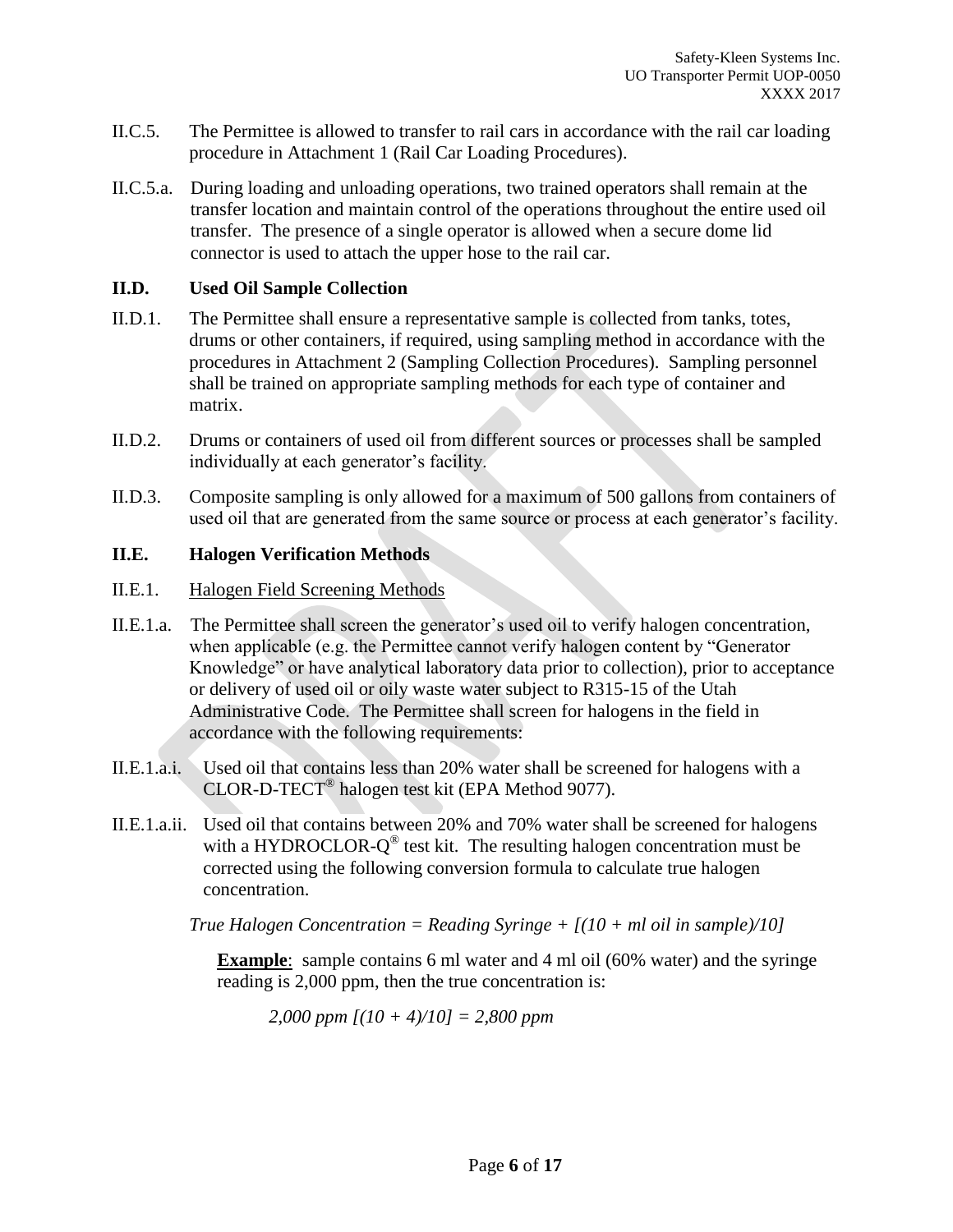II.C.5. The Permittee is allowed to transfer to rail cars in accordance with the rail car loading procedure in Attachment 1 (Rail Car Loading Procedures).

II.C.5.a. During loading and unloading operations, two trained operators shall remain at the transfer location and maintain control of the operations throughout the entire used oil transfer. The presence of a single operator is allowed when a secure dome lid connector is used to attach the upper hose to the rail car.

## II.D. Used Oil Sample Collection

II.D.1. The Permittee shall ensure a representative sample is collected from tanks, totes, drums or other containers, if required, using sampling method in accordance with the procedures in Attachment 2 (Sampling Collection Procedures). Sampling personnel shall be trained on appropriate sampling methods for each type of container and matrix.

II.D.2. Drums or containers of used oil from different sources or processes shall be sampled individually at each generator's facility.

II.D.3. Composite sampling is only allowed for a maximum of 500 gallons from containers of used oil that are generated from the same source or process at each generator's facility.

## II.E. Halogen Verification Methods

II.E.1. Halogen Field Screening Methods

II.E.1.a. The Permittee shall screen the generator's used oil to verify halogen concentration, when applicable (e.g. the Permittee cannot verify halogen content by "Generator Knowledge" or have analytical laboratory data prior to collection), prior to acceptance or delivery of used oil or oily waste water subject to R315-15 of the Utah Administrative Code. The Permittee shall screen for halogens in the field in accordance with the following requirements:

II.E.1.a.i. Used oil that contains less than 20% water shall be screened for halogens with a CLOR-D-TECT® halogen test kit (EPA Method 9077).

II.E.1.a.ii. Used oil that contains between 20% and 70% water shall be screened for halogens with a HYDROCLOR-Q® test kit. The resulting halogen concentration must be corrected using the following conversion formula to calculate true halogen concentration.

*True Halogen Concentration = Reading Syringe + [(10 + ml oil in sample)/10]*

**Example**: sample contains 6 ml water and 4 ml oil (60% water) and the syringe reading is 2,000 ppm, then the true concentration is:

*2,000 ppm [(10 + 4)/10] = 2,800 ppm*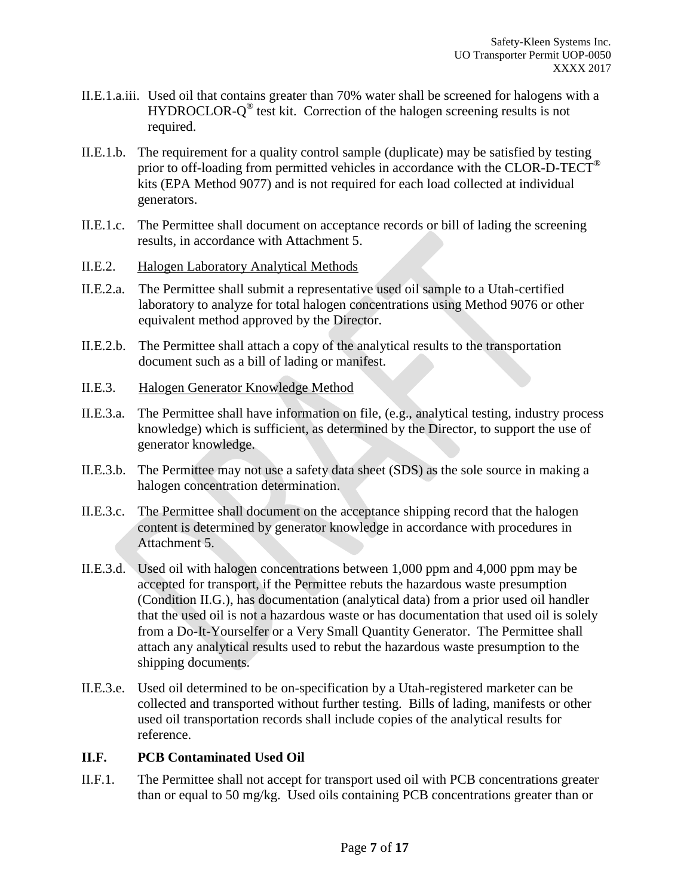II.E.1.a.iii. Used oil that contains greater than 70% water shall be screened for halogens with a HYDROCLOR-Q® test kit. Correction of the halogen screening results is not required.

II.E.1.b. The requirement for a quality control sample (duplicate) may be satisfied by testing prior to off-loading from permitted vehicles in accordance with the CLOR-D-TECT® kits (EPA Method 9077) and is not required for each load collected at individual generators.

II.E.1.c. The Permittee shall document on acceptance records or bill of lading the screening results, in accordance with Attachment 5.

II.E.2. Halogen Laboratory Analytical Methods

II.E.2.a. The Permittee shall submit a representative used oil sample to a Utah-certified laboratory to analyze for total halogen concentrations using Method 9076 or other equivalent method approved by the Director.

II.E.2.b. The Permittee shall attach a copy of the analytical results to the transportation document such as a bill of lading or manifest.

II.E.3. Halogen Generator Knowledge Method

II.E.3.a. The Permittee shall have information on file, (e.g., analytical testing, industry process knowledge) which is sufficient, as determined by the Director, to support the use of generator knowledge.

II.E.3.b. The Permittee may not use a safety data sheet (SDS) as the sole source in making a halogen concentration determination.

II.E.3.c. The Permittee shall document on the acceptance shipping record that the halogen content is determined by generator knowledge in accordance with procedures in Attachment 5.

II.E.3.d. Used oil with halogen concentrations between 1,000 ppm and 4,000 ppm may be accepted for transport, if the Permittee rebuts the hazardous waste presumption (Condition II.G.), has documentation (analytical data) from a prior used oil handler that the used oil is not a hazardous waste or has documentation that used oil is solely from a Do-It-Yourselfer or a Very Small Quantity Generator. The Permittee shall attach any analytical results used to rebut the hazardous waste presumption to the shipping documents.

II.E.3.e. Used oil determined to be on-specification by a Utah-registered marketer can be collected and transported without further testing. Bills of lading, manifests or other used oil transportation records shall include copies of the analytical results for reference.

## II.F. PCB Contaminated Used Oil

II.F.1. The Permittee shall not accept for transport used oil with PCB concentrations greater than or equal to 50 mg/kg. Used oils containing PCB concentrations greater than or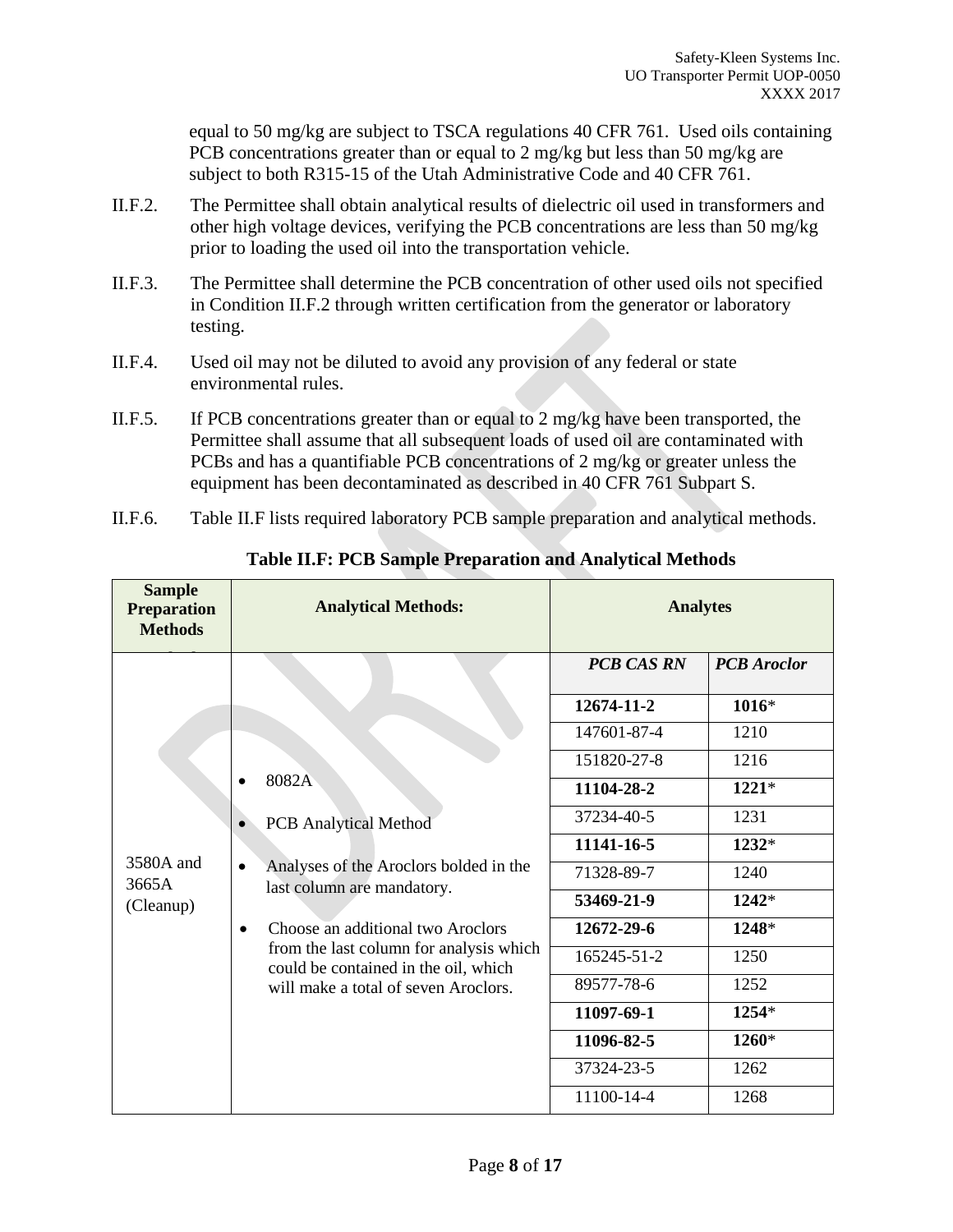equal to 50 mg/kg are subject to TSCA regulations 40 CFR 761. Used oils containing PCB concentrations greater than or equal to 2 mg/kg but less than 50 mg/kg are subject to both R315-15 of the Utah Administrative Code and 40 CFR 761.

II.F.2. The Permittee shall obtain analytical results of dielectric oil used in transformers and other high voltage devices, verifying the PCB concentrations are less than 50 mg/kg prior to loading the used oil into the transportation vehicle.

II.F.3. The Permittee shall determine the PCB concentration of other used oils not specified in Condition II.F.2 through written certification from the generator or laboratory testing.

II.F.4. Used oil may not be diluted to avoid any provision of any federal or state environmental rules.

II.F.5. If PCB concentrations greater than or equal to 2 mg/kg have been transported, the Permittee shall assume that all subsequent loads of used oil are contaminated with PCBs and has a quantifiable PCB concentrations of 2 mg/kg or greater unless the equipment has been decontaminated as described in 40 CFR 761 Subpart S.

II.F.6. Table II.F lists required laboratory PCB sample preparation and analytical methods.

**Table II.F: PCB Sample Preparation and Analytical Methods**

| Sample Preparation Methods | Analytical Methods: | Analytes | |
|---|---|---|---|
| | | ***PCB CAS RN*** | ***PCB Aroclor*** |
| 3580A and 3665A (Cleanup) | • 8082A<br>• PCB Analytical Method<br>• Analyses of the Aroclors bolded in the last column are mandatory.<br>• Choose an additional two Aroclors from the last column for analysis which could be contained in the oil, which will make a total of seven Aroclors. | **12674-11-2** | **1016*** |
| | | 147601-87-4 | 1210 |
| | | 151820-27-8 | 1216 |
| | | **11104-28-2** | **1221*** |
| | | 37234-40-5 | 1231 |
| | | **11141-16-5** | **1232*** |
| | | 71328-89-7 | 1240 |
| | | **53469-21-9** | **1242*** |
| | | **12672-29-6** | **1248*** |
| | | 165245-51-2 | 1250 |
| | | 89577-78-6 | 1252 |
| | | **11097-69-1** | **1254*** |
| | | **11096-82-5** | **1260*** |
| | | 37324-23-5 | 1262 |
| | | 11100-14-4 | 1268 |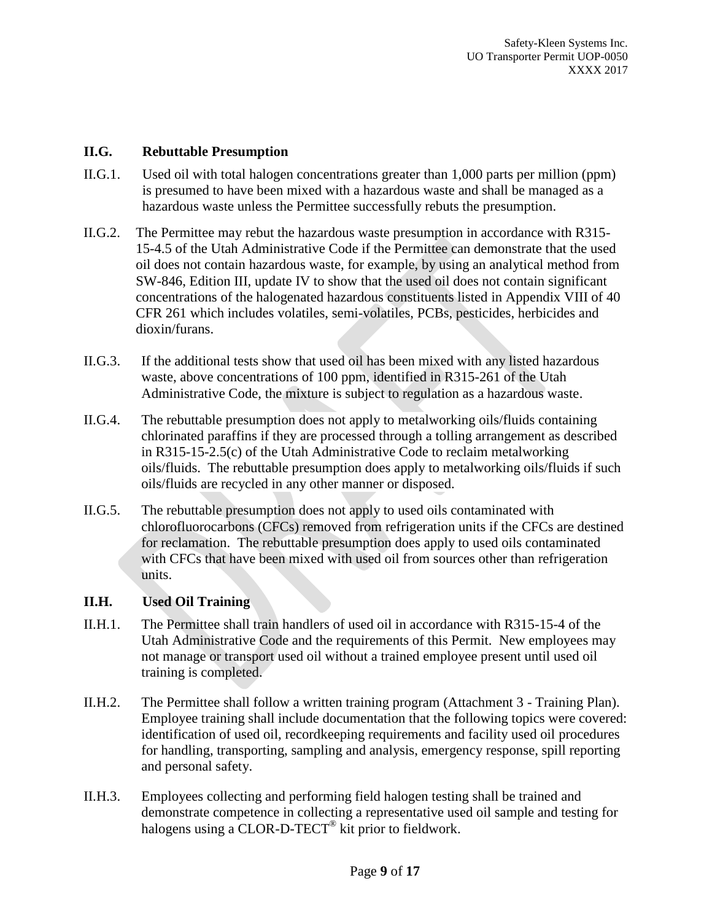## II.G. Rebuttable Presumption

II.G.1. Used oil with total halogen concentrations greater than 1,000 parts per million (ppm) is presumed to have been mixed with a hazardous waste and shall be managed as a hazardous waste unless the Permittee successfully rebuts the presumption.

II.G.2. The Permittee may rebut the hazardous waste presumption in accordance with R315-15-4.5 of the Utah Administrative Code if the Permittee can demonstrate that the used oil does not contain hazardous waste, for example, by using an analytical method from SW-846, Edition III, update IV to show that the used oil does not contain significant concentrations of the halogenated hazardous constituents listed in Appendix VIII of 40 CFR 261 which includes volatiles, semi-volatiles, PCBs, pesticides, herbicides and dioxin/furans.

II.G.3. If the additional tests show that used oil has been mixed with any listed hazardous waste, above concentrations of 100 ppm, identified in R315-261 of the Utah Administrative Code, the mixture is subject to regulation as a hazardous waste.

II.G.4. The rebuttable presumption does not apply to metalworking oils/fluids containing chlorinated paraffins if they are processed through a tolling arrangement as described in R315-15-2.5(c) of the Utah Administrative Code to reclaim metalworking oils/fluids. The rebuttable presumption does apply to metalworking oils/fluids if such oils/fluids are recycled in any other manner or disposed.

II.G.5. The rebuttable presumption does not apply to used oils contaminated with chlorofluorocarbons (CFCs) removed from refrigeration units if the CFCs are destined for reclamation. The rebuttable presumption does apply to used oils contaminated with CFCs that have been mixed with used oil from sources other than refrigeration units.

## II.H. Used Oil Training

II.H.1. The Permittee shall train handlers of used oil in accordance with R315-15-4 of the Utah Administrative Code and the requirements of this Permit. New employees may not manage or transport used oil without a trained employee present until used oil training is completed.

II.H.2. The Permittee shall follow a written training program (Attachment 3 - Training Plan). Employee training shall include documentation that the following topics were covered: identification of used oil, recordkeeping requirements and facility used oil procedures for handling, transporting, sampling and analysis, emergency response, spill reporting and personal safety.

II.H.3. Employees collecting and performing field halogen testing shall be trained and demonstrate competence in collecting a representative used oil sample and testing for halogens using a CLOR-D-TECT® kit prior to fieldwork.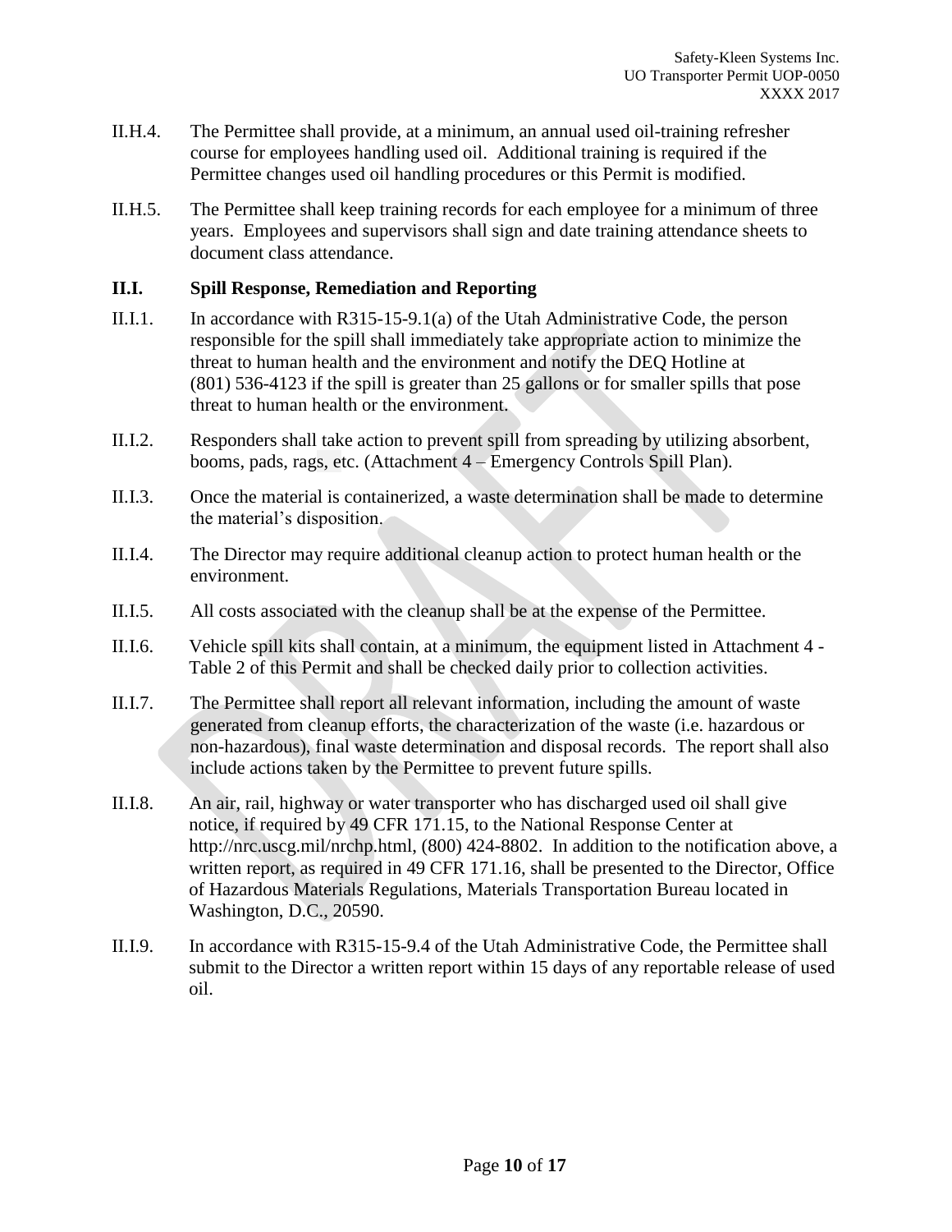II.H.4. The Permittee shall provide, at a minimum, an annual used oil-training refresher course for employees handling used oil. Additional training is required if the Permittee changes used oil handling procedures or this Permit is modified.

II.H.5. The Permittee shall keep training records for each employee for a minimum of three years. Employees and supervisors shall sign and date training attendance sheets to document class attendance.

## II.I. Spill Response, Remediation and Reporting

II.I.1. In accordance with R315-15-9.1(a) of the Utah Administrative Code, the person responsible for the spill shall immediately take appropriate action to minimize the threat to human health and the environment and notify the DEQ Hotline at (801) 536-4123 if the spill is greater than 25 gallons or for smaller spills that pose threat to human health or the environment.

II.I.2. Responders shall take action to prevent spill from spreading by utilizing absorbent, booms, pads, rags, etc. (Attachment 4 – Emergency Controls Spill Plan).

II.I.3. Once the material is containerized, a waste determination shall be made to determine the material's disposition.

II.I.4. The Director may require additional cleanup action to protect human health or the environment.

II.I.5. All costs associated with the cleanup shall be at the expense of the Permittee.

II.I.6. Vehicle spill kits shall contain, at a minimum, the equipment listed in Attachment 4 - Table 2 of this Permit and shall be checked daily prior to collection activities.

II.I.7. The Permittee shall report all relevant information, including the amount of waste generated from cleanup efforts, the characterization of the waste (i.e. hazardous or non-hazardous), final waste determination and disposal records. The report shall also include actions taken by the Permittee to prevent future spills.

II.I.8. An air, rail, highway or water transporter who has discharged used oil shall give notice, if required by 49 CFR 171.15, to the National Response Center at http://nrc.uscg.mil/nrchp.html, (800) 424-8802. In addition to the notification above, a written report, as required in 49 CFR 171.16, shall be presented to the Director, Office of Hazardous Materials Regulations, Materials Transportation Bureau located in Washington, D.C., 20590.

II.I.9. In accordance with R315-15-9.4 of the Utah Administrative Code, the Permittee shall submit to the Director a written report within 15 days of any reportable release of used oil.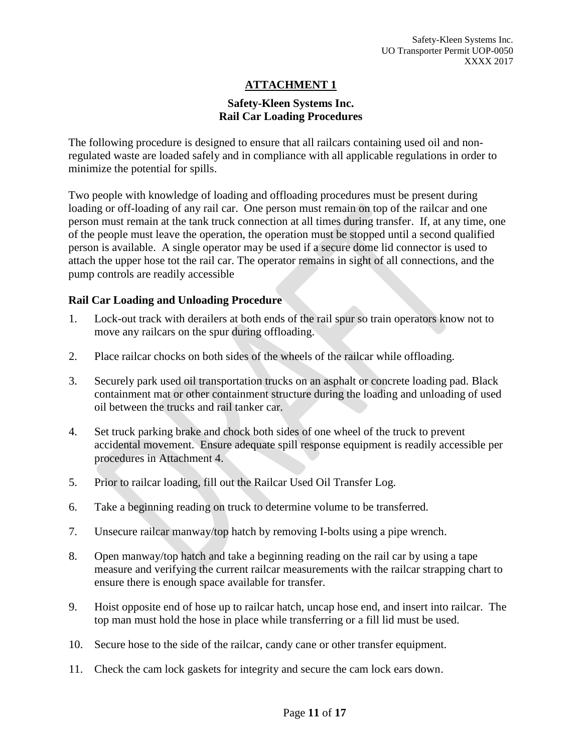## ATTACHMENT 1

### Safety-Kleen Systems Inc.
### Rail Car Loading Procedures

The following procedure is designed to ensure that all railcars containing used oil and non-regulated waste are loaded safely and in compliance with all applicable regulations in order to minimize the potential for spills.

Two people with knowledge of loading and offloading procedures must be present during loading or off-loading of any rail car. One person must remain on top of the railcar and one person must remain at the tank truck connection at all times during transfer. If, at any time, one of the people must leave the operation, the operation must be stopped until a second qualified person is available. A single operator may be used if a secure dome lid connector is used to attach the upper hose tot the rail car. The operator remains in sight of all connections, and the pump controls are readily accessible

### Rail Car Loading and Unloading Procedure

1. Lock-out track with derailers at both ends of the rail spur so train operators know not to move any railcars on the spur during offloading.

2. Place railcar chocks on both sides of the wheels of the railcar while offloading.

3. Securely park used oil transportation trucks on an asphalt or concrete loading pad. Black containment mat or other containment structure during the loading and unloading of used oil between the trucks and rail tanker car.

4. Set truck parking brake and chock both sides of one wheel of the truck to prevent accidental movement. Ensure adequate spill response equipment is readily accessible per procedures in Attachment 4.

5. Prior to railcar loading, fill out the Railcar Used Oil Transfer Log.

6. Take a beginning reading on truck to determine volume to be transferred.

7. Unsecure railcar manway/top hatch by removing I-bolts using a pipe wrench.

8. Open manway/top hatch and take a beginning reading on the rail car by using a tape measure and verifying the current railcar measurements with the railcar strapping chart to ensure there is enough space available for transfer.

9. Hoist opposite end of hose up to railcar hatch, uncap hose end, and insert into railcar. The top man must hold the hose in place while transferring or a fill lid must be used.

10. Secure hose to the side of the railcar, candy cane or other transfer equipment.

11. Check the cam lock gaskets for integrity and secure the cam lock ears down.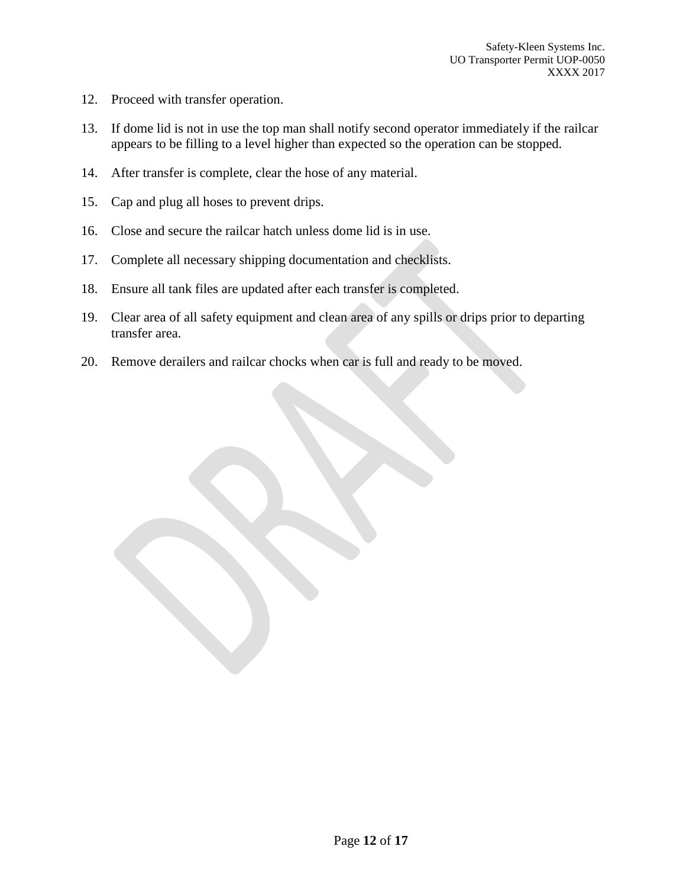12. Proceed with transfer operation.

13. If dome lid is not in use the top man shall notify second operator immediately if the railcar appears to be filling to a level higher than expected so the operation can be stopped.

14. After transfer is complete, clear the hose of any material.

15. Cap and plug all hoses to prevent drips.

16. Close and secure the railcar hatch unless dome lid is in use.

17. Complete all necessary shipping documentation and checklists.

18. Ensure all tank files are updated after each transfer is completed.

19. Clear area of all safety equipment and clean area of any spills or drips prior to departing transfer area.

20. Remove derailers and railcar chocks when car is full and ready to be moved.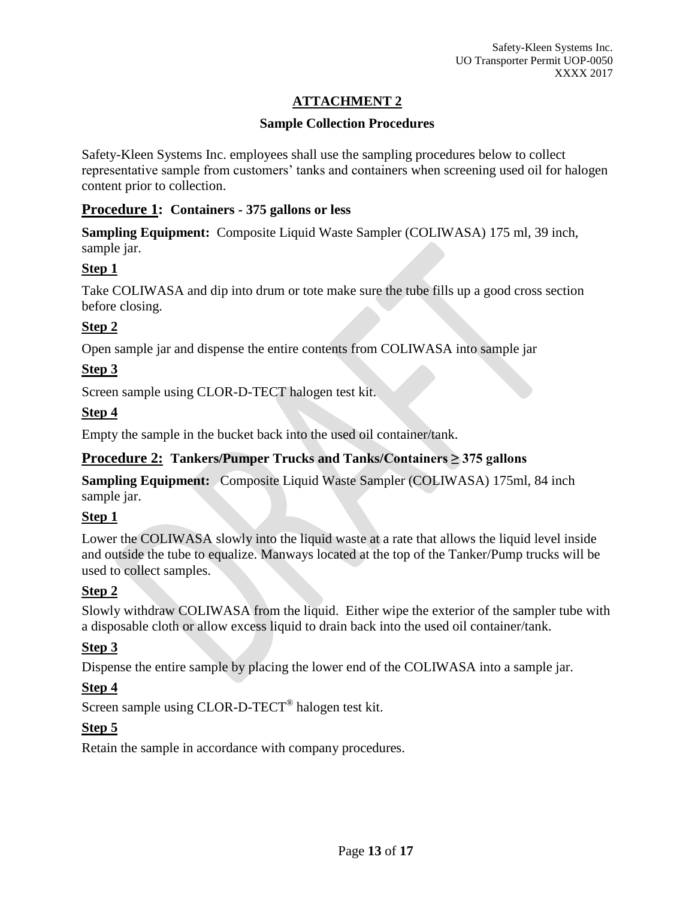# ATTACHMENT 2

## Sample Collection Procedures

Safety-Kleen Systems Inc. employees shall use the sampling procedures below to collect representative sample from customers' tanks and containers when screening used oil for halogen content prior to collection.

### Procedure 1: Containers - 375 gallons or less

**Sampling Equipment:** Composite Liquid Waste Sampler (COLIWASA) 175 ml, 39 inch, sample jar.

**Step 1**

Take COLIWASA and dip into drum or tote make sure the tube fills up a good cross section before closing.

**Step 2**

Open sample jar and dispense the entire contents from COLIWASA into sample jar

**Step 3**

Screen sample using CLOR-D-TECT halogen test kit.

**Step 4**

Empty the sample in the bucket back into the used oil container/tank.

### Procedure 2: Tankers/Pumper Trucks and Tanks/Containers ≥ 375 gallons

**Sampling Equipment:** Composite Liquid Waste Sampler (COLIWASA) 175ml, 84 inch sample jar.

**Step 1**

Lower the COLIWASA slowly into the liquid waste at a rate that allows the liquid level inside and outside the tube to equalize. Manways located at the top of the Tanker/Pump trucks will be used to collect samples.

**Step 2**

Slowly withdraw COLIWASA from the liquid. Either wipe the exterior of the sampler tube with a disposable cloth or allow excess liquid to drain back into the used oil container/tank.

**Step 3**

Dispense the entire sample by placing the lower end of the COLIWASA into a sample jar.

**Step 4**

Screen sample using CLOR-D-TECT® halogen test kit.

**Step 5**

Retain the sample in accordance with company procedures.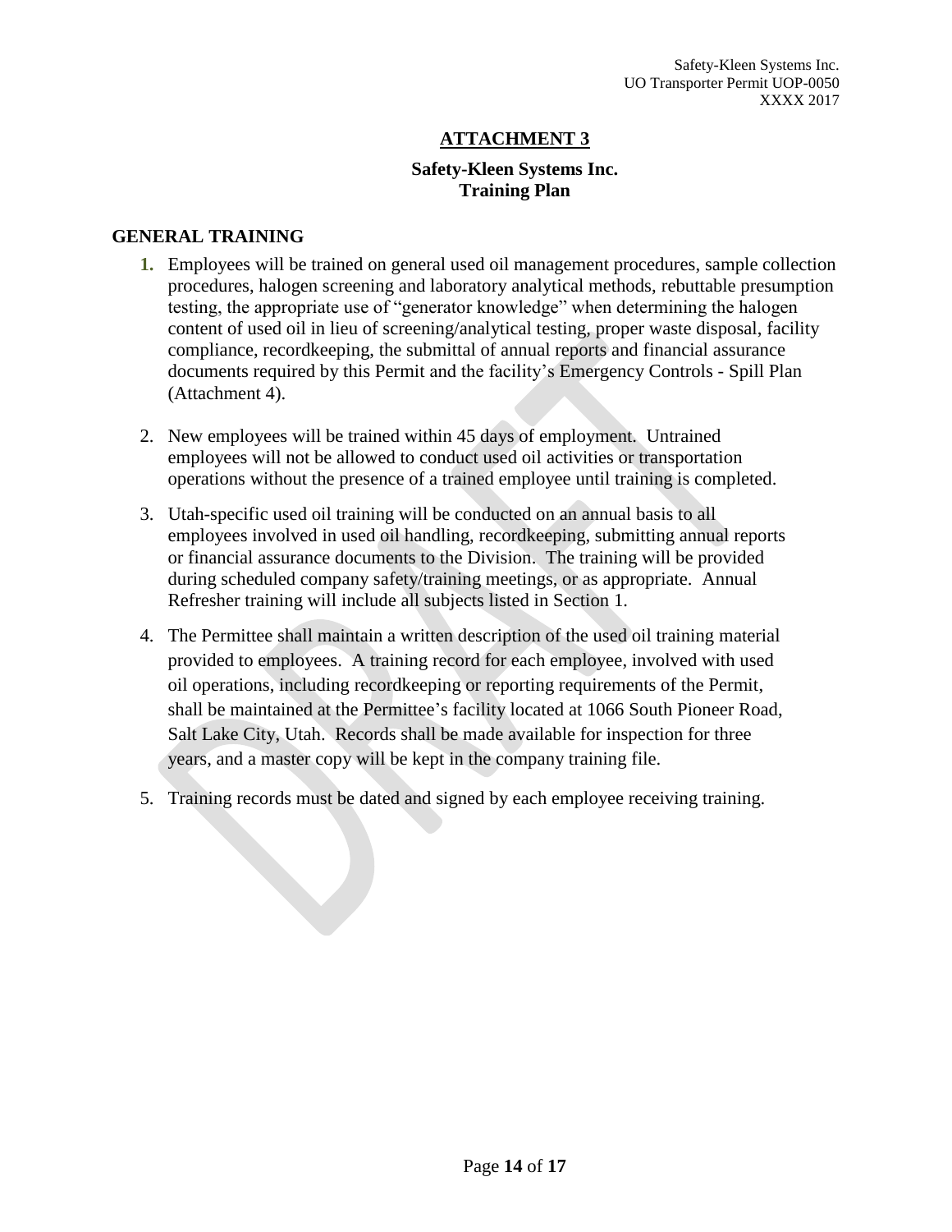# ATTACHMENT 3

## Safety-Kleen Systems Inc.
## Training Plan

### GENERAL TRAINING

1. Employees will be trained on general used oil management procedures, sample collection procedures, halogen screening and laboratory analytical methods, rebuttable presumption testing, the appropriate use of "generator knowledge" when determining the halogen content of used oil in lieu of screening/analytical testing, proper waste disposal, facility compliance, recordkeeping, the submittal of annual reports and financial assurance documents required by this Permit and the facility's Emergency Controls - Spill Plan (Attachment 4).

2. New employees will be trained within 45 days of employment. Untrained employees will not be allowed to conduct used oil activities or transportation operations without the presence of a trained employee until training is completed.

3. Utah-specific used oil training will be conducted on an annual basis to all employees involved in used oil handling, recordkeeping, submitting annual reports or financial assurance documents to the Division. The training will be provided during scheduled company safety/training meetings, or as appropriate. Annual Refresher training will include all subjects listed in Section 1.

4. The Permittee shall maintain a written description of the used oil training material provided to employees. A training record for each employee, involved with used oil operations, including recordkeeping or reporting requirements of the Permit, shall be maintained at the Permittee's facility located at 1066 South Pioneer Road, Salt Lake City, Utah. Records shall be made available for inspection for three years, and a master copy will be kept in the company training file.

5. Training records must be dated and signed by each employee receiving training.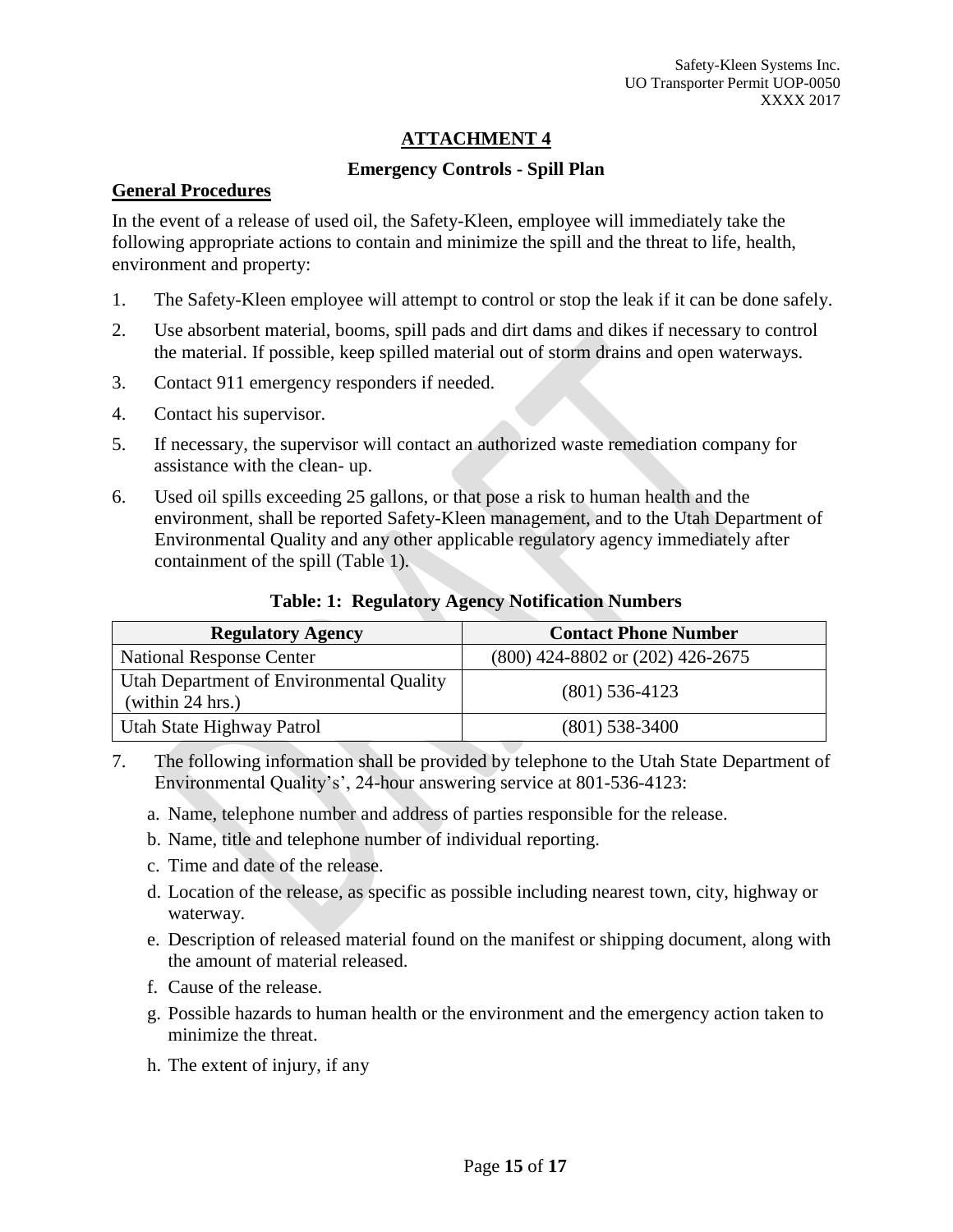# ATTACHMENT 4

## Emergency Controls - Spill Plan

### General Procedures

In the event of a release of used oil, the Safety-Kleen, employee will immediately take the following appropriate actions to contain and minimize the spill and the threat to life, health, environment and property:

1. The Safety-Kleen employee will attempt to control or stop the leak if it can be done safely.
2. Use absorbent material, booms, spill pads and dirt dams and dikes if necessary to control the material. If possible, keep spilled material out of storm drains and open waterways.
3. Contact 911 emergency responders if needed.
4. Contact his supervisor.
5. If necessary, the supervisor will contact an authorized waste remediation company for assistance with the clean- up.
6. Used oil spills exceeding 25 gallons, or that pose a risk to human health and the environment, shall be reported Safety-Kleen management, and to the Utah Department of Environmental Quality and any other applicable regulatory agency immediately after containment of the spill (Table 1).

**Table: 1: Regulatory Agency Notification Numbers**

| Regulatory Agency | Contact Phone Number |
|---|---|
| National Response Center | (800) 424-8802 or (202) 426-2675 |
| Utah Department of Environmental Quality (within 24 hrs.) | (801) 536-4123 |
| Utah State Highway Patrol | (801) 538-3400 |

7. The following information shall be provided by telephone to the Utah State Department of Environmental Quality's', 24-hour answering service at 801-536-4123:
   a. Name, telephone number and address of parties responsible for the release.
   b. Name, title and telephone number of individual reporting.
   c. Time and date of the release.
   d. Location of the release, as specific as possible including nearest town, city, highway or waterway.
   e. Description of released material found on the manifest or shipping document, along with the amount of material released.
   f. Cause of the release.
   g. Possible hazards to human health or the environment and the emergency action taken to minimize the threat.
   h. The extent of injury, if any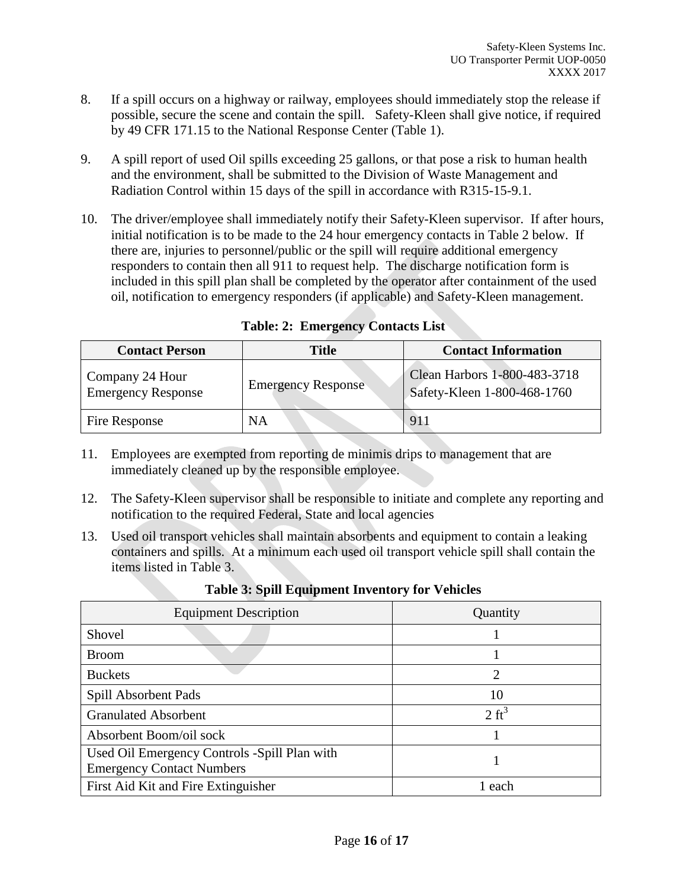8. If a spill occurs on a highway or railway, employees should immediately stop the release if possible, secure the scene and contain the spill. Safety-Kleen shall give notice, if required by 49 CFR 171.15 to the National Response Center (Table 1).

9. A spill report of used Oil spills exceeding 25 gallons, or that pose a risk to human health and the environment, shall be submitted to the Division of Waste Management and Radiation Control within 15 days of the spill in accordance with R315-15-9.1.

10. The driver/employee shall immediately notify their Safety-Kleen supervisor. If after hours, initial notification is to be made to the 24 hour emergency contacts in Table 2 below. If there are, injuries to personnel/public or the spill will require additional emergency responders to contain then all 911 to request help. The discharge notification form is included in this spill plan shall be completed by the operator after containment of the used oil, notification to emergency responders (if applicable) and Safety-Kleen management.

**Table: 2: Emergency Contacts List**

| Contact Person | Title | Contact Information |
|---|---|---|
| Company 24 Hour Emergency Response | Emergency Response | Clean Harbors 1-800-483-3718<br>Safety-Kleen 1-800-468-1760 |
| Fire Response | NA | 911 |

11. Employees are exempted from reporting de minimis drips to management that are immediately cleaned up by the responsible employee.

12. The Safety-Kleen supervisor shall be responsible to initiate and complete any reporting and notification to the required Federal, State and local agencies

13. Used oil transport vehicles shall maintain absorbents and equipment to contain a leaking containers and spills. At a minimum each used oil transport vehicle spill shall contain the items listed in Table 3.

**Table 3: Spill Equipment Inventory for Vehicles**

| Equipment Description | Quantity |
|---|---|
| Shovel | 1 |
| Broom | 1 |
| Buckets | 2 |
| Spill Absorbent Pads | 10 |
| Granulated Absorbent | $2 \text{ ft}^3$ |
| Absorbent Boom/oil sock | 1 |
| Used Oil Emergency Controls -Spill Plan with Emergency Contact Numbers | 1 |
| First Aid Kit and Fire Extinguisher | 1 each |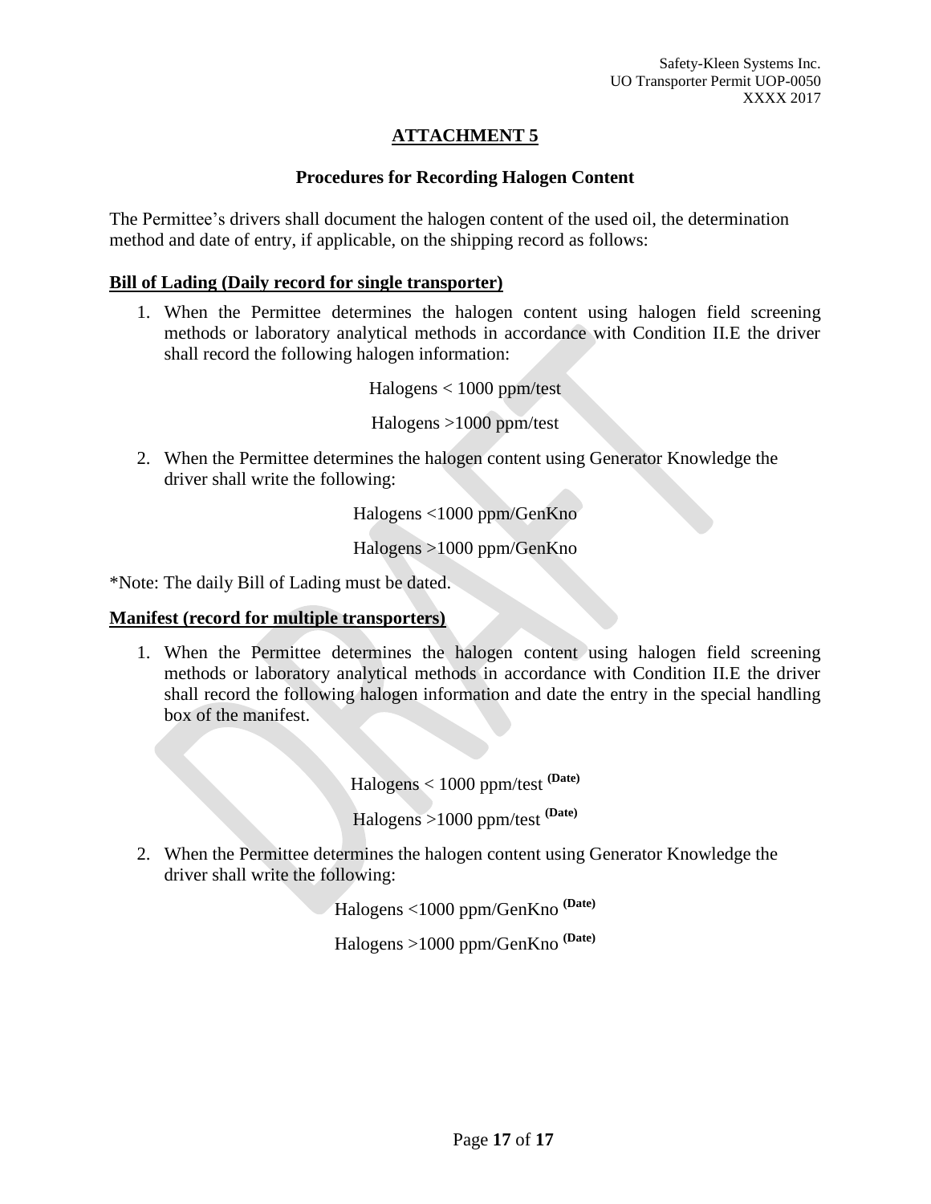## ATTACHMENT 5

### Procedures for Recording Halogen Content

The Permittee's drivers shall document the halogen content of the used oil, the determination method and date of entry, if applicable, on the shipping record as follows:

**Bill of Lading (Daily record for single transporter)**

1. When the Permittee determines the halogen content using halogen field screening methods or laboratory analytical methods in accordance with Condition II.E the driver shall record the following halogen information:

   Halogens < 1000 ppm/test

   Halogens >1000 ppm/test

2. When the Permittee determines the halogen content using Generator Knowledge the driver shall write the following:

   Halogens <1000 ppm/GenKno

   Halogens >1000 ppm/GenKno

*Note: The daily Bill of Lading must be dated.

**Manifest (record for multiple transporters)**

1. When the Permittee determines the halogen content using halogen field screening methods or laboratory analytical methods in accordance with Condition II.E the driver shall record the following halogen information and date the entry in the special handling box of the manifest.

   Halogens < 1000 ppm/test (Date)

   Halogens >1000 ppm/test (Date)

2. When the Permittee determines the halogen content using Generator Knowledge the driver shall write the following:

   Halogens <1000 ppm/GenKno (Date)

   Halogens >1000 ppm/GenKno (Date)